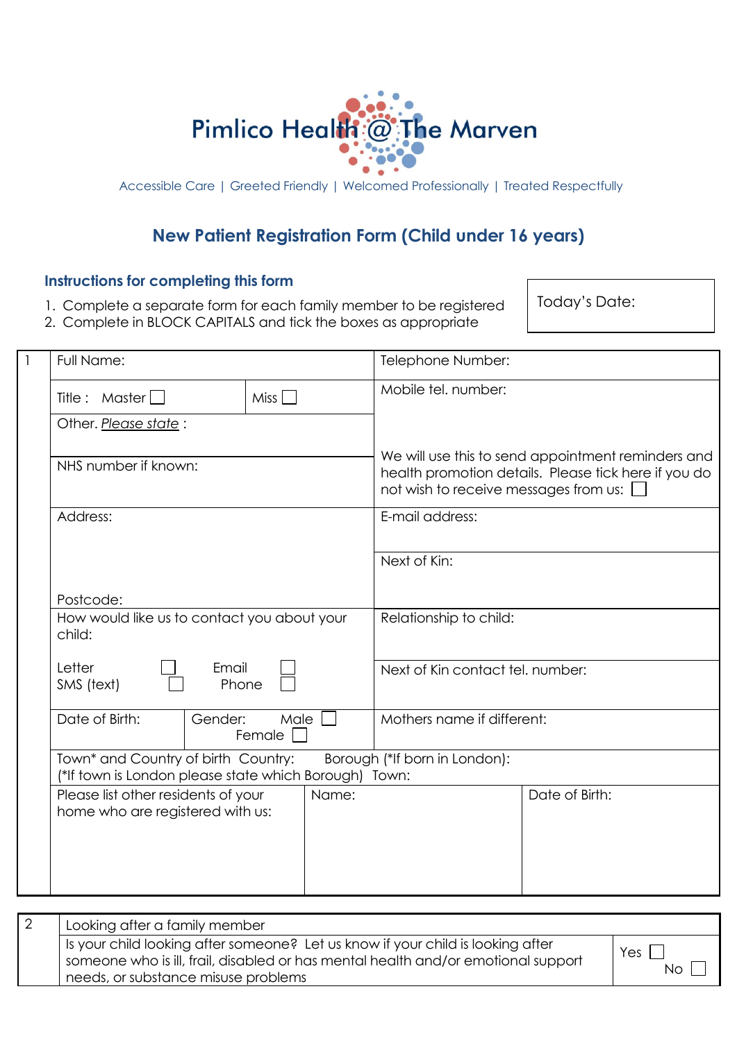# Pimlico Health @ The Marven

Accessible Care | Greeted Friendly | Welcomed Professionally | Treated Respectfully

## New Patient Registration Form (Child under 16 years)

### Instructions for completing this form

1. Complete a separate form for each family member to be registered
2. Complete in BLOCK CAPITALS and tick the boxes as appropriate

Today's Date:

| 1 | | | |
|---|---|---|---|
| | Full Name: | | Telephone Number: |
| | Title : Master ☐ | Miss ☐ | Mobile tel. number: |
| | Other. *Please state* : | | |
| | NHS number if known: | | We will use this to send appointment reminders and health promotion details. Please tick here if you do not wish to receive messages from us: ☐ |
| | Address:<br><br>Postcode: | | E-mail address: |
| | | | Next of Kin: |
| | How would like us to contact you about your child:<br><br>Letter ☐ Email ☐<br>SMS (text) ☐ Phone ☐ | | Relationship to child: |
| | | | Next of Kin contact tel. number: |
| | Date of Birth: | Gender: Male ☐ Female ☐ | Mothers name if different: |
| | Town* and Country of birth Country: Borough (*If born in London):<br>(*If town is London please state which Borough) Town: | | |
| | Please list other residents of your home who are registered with us: | Name: | Date of Birth: |

| 2 | Looking after a family member | |
|---|---|---|
| | Is your child looking after someone? Let us know if your child is looking after someone who is ill, frail, disabled or has mental health and/or emotional support needs, or substance misuse problems | Yes ☐<br>No ☐ |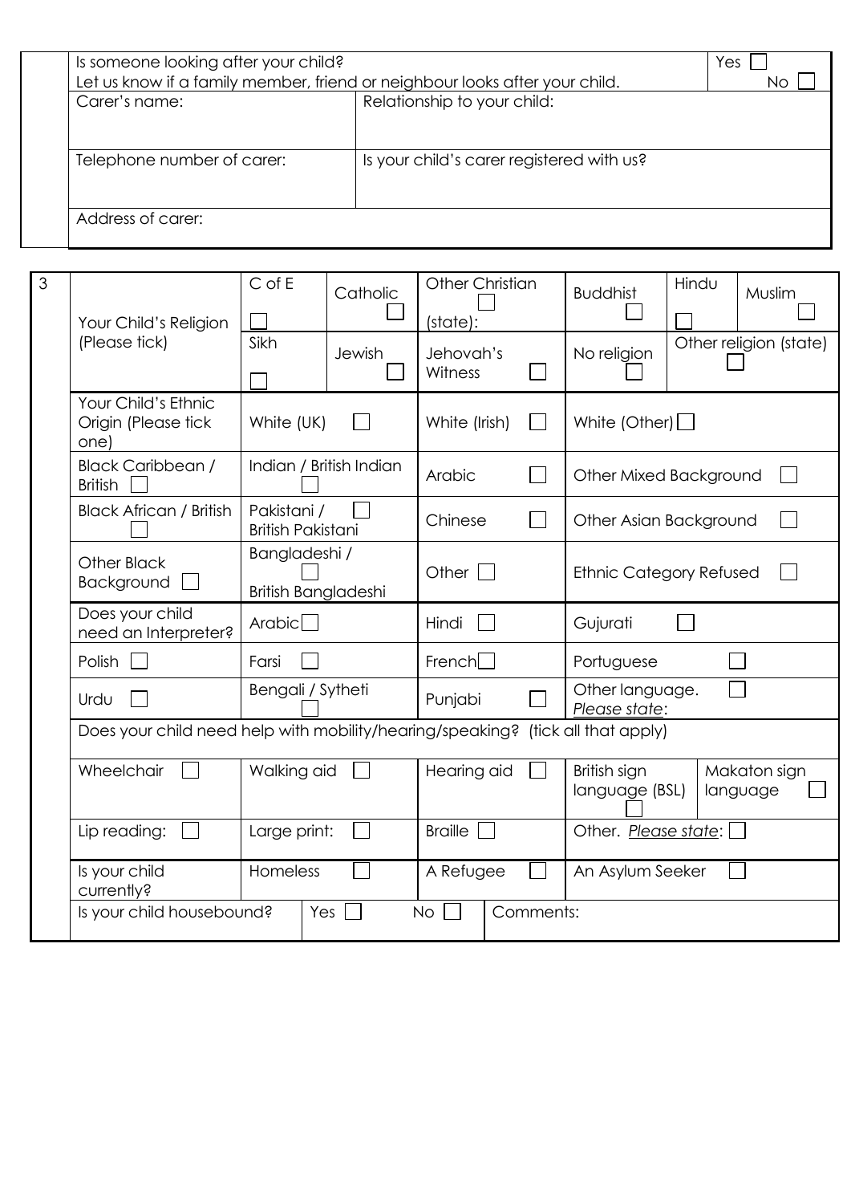| Is someone looking after your child? Let us know if a family member, friend or neighbour looks after your child. | | Yes ☐ No ☐ |
|---|---|---|
| Carer's name: | Relationship to your child: | |
| Telephone number of carer: | Is your child's carer registered with us? | |
| Address of carer: | | |

| 3 | | | | | | | |
|---|---|---|---|---|---|---|---|
| | Your Child's Religion (Please tick) | C of E ☐ | Catholic ☐ | Other Christian ☐ (state): | Buddhist ☐ | Hindu ☐ | Muslim ☐ |
| | | Sikh ☐ | Jewish ☐ | Jehovah's Witness ☐ | No religion ☐ | Other religion (state) ☐ | |
| | Your Child's Ethnic Origin (Please tick one) | White (UK) ☐ | | White (Irish) ☐ | White (Other) ☐ | | |
| | Black Caribbean / British ☐ | Indian / British Indian ☐ | | Arabic ☐ | Other Mixed Background ☐ | | |
| | Black African / British ☐ | Pakistani / British Pakistani ☐ | | Chinese ☐ | Other Asian Background ☐ | | |
| | Other Black Background ☐ | Bangladeshi / British Bangladeshi ☐ | | Other ☐ | Ethnic Category Refused ☐ | | |
| | Does your child need an Interpreter? | Arabic ☐ | | Hindi ☐ | Gujurati ☐ | | |
| | Polish ☐ | Farsi ☐ | | French ☐ | Portuguese ☐ | | |
| | Urdu ☐ | Bengali / Sytheti ☐ | | Punjabi ☐ | Other language. ☐ *Please state*: | | |
| | Does your child need help with mobility/hearing/speaking? (tick all that apply) | | | | | | |
| | Wheelchair ☐ | Walking aid ☐ | | Hearing aid ☐ | British sign language (BSL) ☐ | Makaton sign language ☐ | |
| | Lip reading: ☐ | Large print: ☐ | | Braille ☐ | Other. *Please state*: ☐ | | |
| | Is your child currently? | Homeless ☐ | | A Refugee ☐ | An Asylum Seeker ☐ | | |
| | Is your child housebound? | Yes ☐ | | No ☐ | Comments: | | |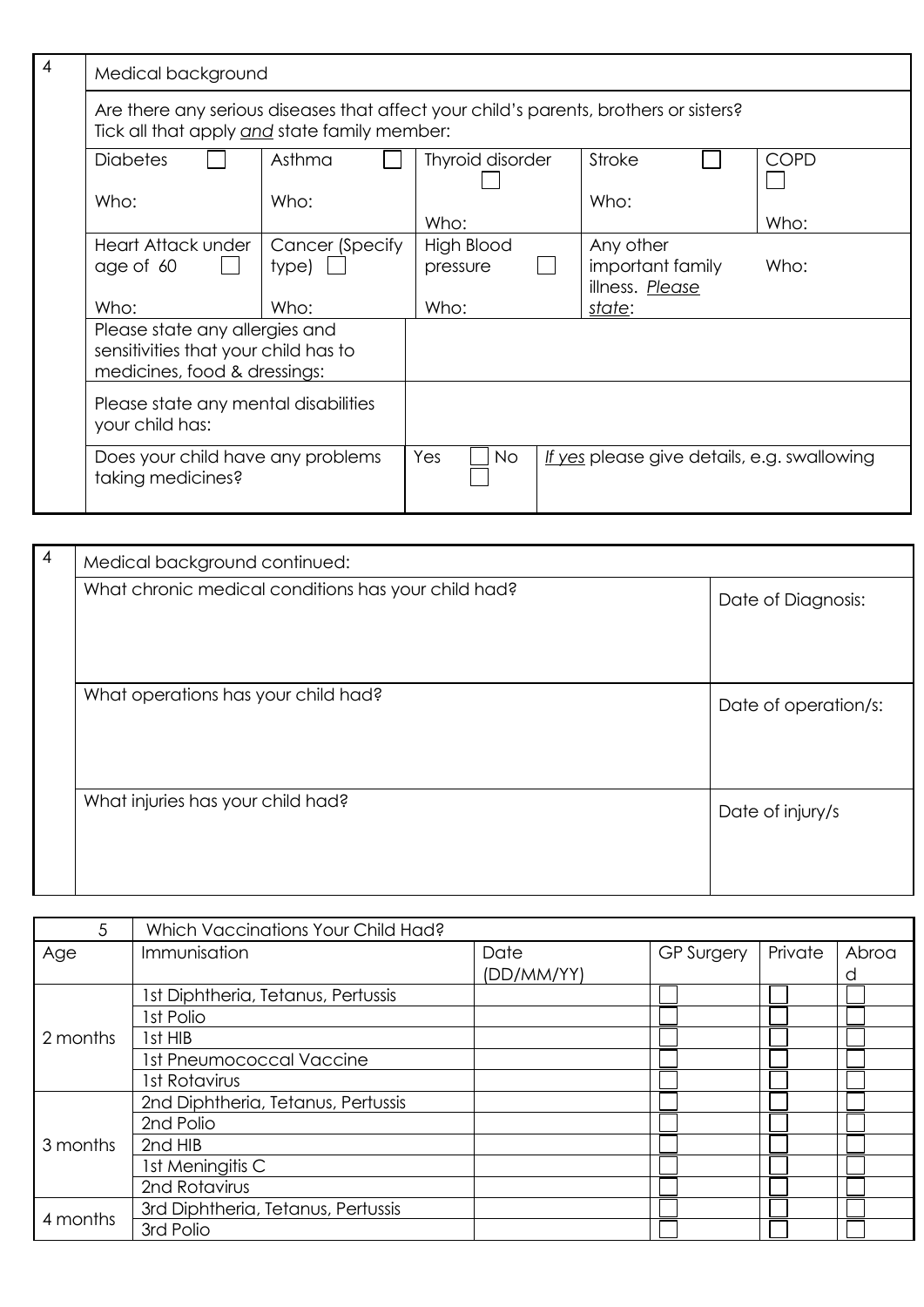| 4 | Medical background | | | | |
|---|---|---|---|---|---|
| | Are there any serious diseases that affect your child's parents, brothers or sisters? Tick all that apply *and* state family member: | | | | |
| | Diabetes ☐<br><br>Who: | Asthma ☐<br><br>Who: | Thyroid disorder ☐<br><br>Who: | Stroke ☐<br><br>Who: | COPD ☐<br><br>Who: |
| | Heart Attack under age of 60 ☐<br><br>Who: | Cancer (Specify type) ☐<br><br>Who: | High Blood pressure ☐<br><br>Who: | Any other important family illness. *Please state*: | Who: |
| | Please state any allergies and sensitivities that your child has to medicines, food & dressings: | | | | |
| | Please state any mental disabilities your child has: | | | | |
| | Does your child have any problems taking medicines? | Yes ☐ No ☐ | *If yes* please give details, e.g. swallowing | | |

| 4 | Medical background continued: | |
|---|---|---|
| | What chronic medical conditions has your child had? | Date of Diagnosis: |
| | What operations has your child had? | Date of operation/s: |
| | What injuries has your child had? | Date of injury/s |

| 5 | Which Vaccinations Your Child Had? | | | | |
|---|---|---|---|---|---|
| Age | Immunisation | Date (DD/MM/YY) | GP Surgery | Private | Abroad |
| 2 months | 1st Diphtheria, Tetanus, Pertussis | | ☐ | ☐ | ☐ |
| | 1st Polio | | ☐ | ☐ | ☐ |
| | 1st HIB | | ☐ | ☐ | ☐ |
| | 1st Pneumococcal Vaccine | | ☐ | ☐ | ☐ |
| | 1st Rotavirus | | ☐ | ☐ | ☐ |
| 3 months | 2nd Diphtheria, Tetanus, Pertussis | | ☐ | ☐ | ☐ |
| | 2nd Polio | | ☐ | ☐ | ☐ |
| | 2nd HIB | | ☐ | ☐ | ☐ |
| | 1st Meningitis C | | ☐ | ☐ | ☐ |
| | 2nd Rotavirus | | ☐ | ☐ | ☐ |
| 4 months | 3rd Diphtheria, Tetanus, Pertussis | | ☐ | ☐ | ☐ |
| | 3rd Polio | | ☐ | ☐ | ☐ |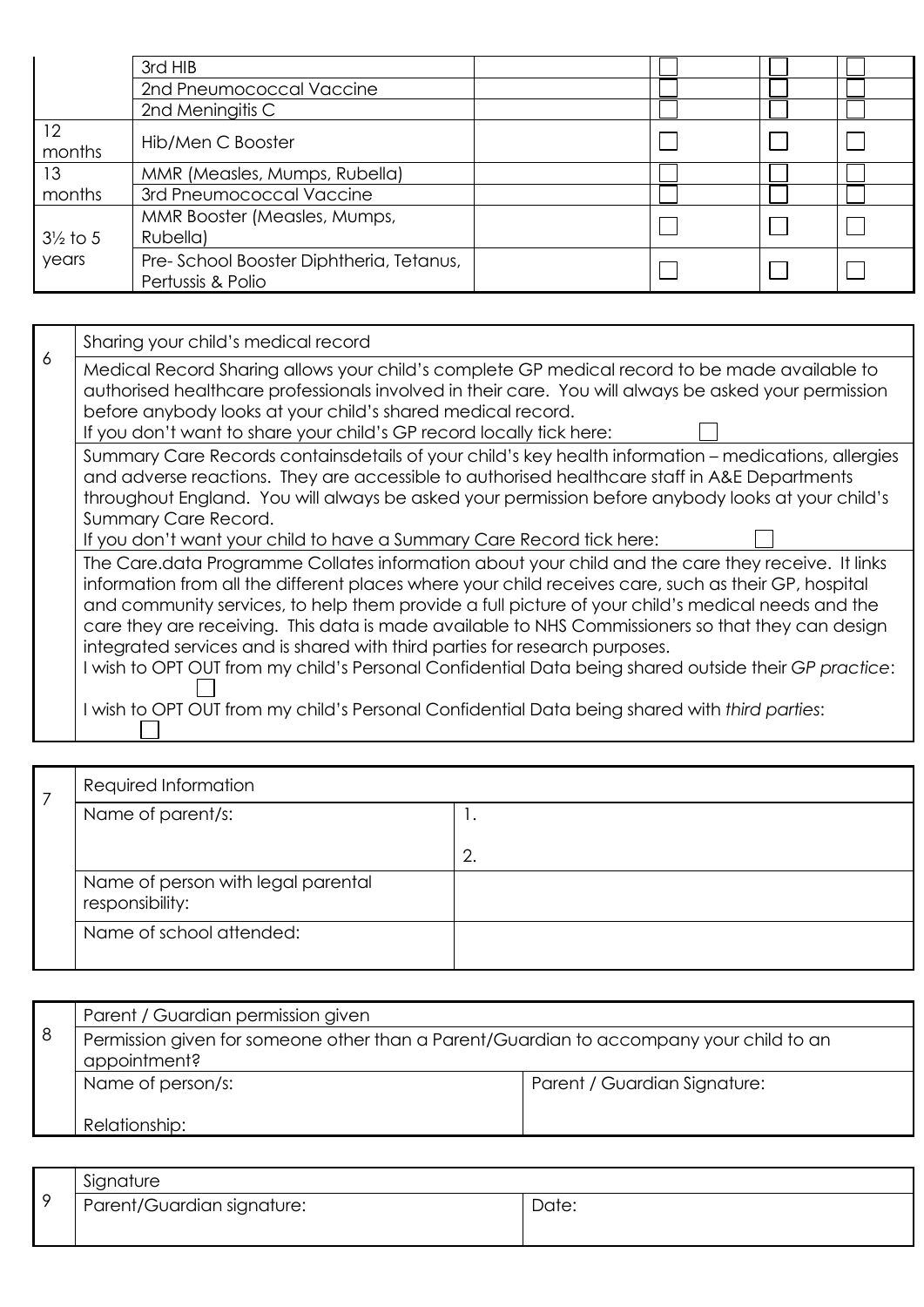| | | | | | |
|---|---|---|---|---|---|
| | 3rd HIB | | ☐ | ☐ | ☐ |
| | 2nd Pneumococcal Vaccine | | ☐ | ☐ | ☐ |
| | 2nd Meningitis C | | ☐ | ☐ | ☐ |
| 12 months | Hib/Men C Booster | | ☐ | ☐ | ☐ |
| 13 months | MMR (Measles, Mumps, Rubella) | | ☐ | ☐ | ☐ |
| | 3rd Pneumococcal Vaccine | | ☐ | ☐ | ☐ |
| 3½ to 5 years | MMR Booster (Measles, Mumps, Rubella) | | ☐ | ☐ | ☐ |
| | Pre- School Booster Diphtheria, Tetanus, Pertussis & Polio | | ☐ | ☐ | ☐ |

| | |
|---|---|
| 6 | Sharing your child's medical record |
| | Medical Record Sharing allows your child's complete GP medical record to be made available to authorised healthcare professionals involved in their care. You will always be asked your permission before anybody looks at your child's shared medical record.<br>If you don't want to share your child's GP record locally tick here: ☐ |
| | Summary Care Records containsdetails of your child's key health information – medications, allergies and adverse reactions. They are accessible to authorised healthcare staff in A&E Departments throughout England. You will always be asked your permission before anybody looks at your child's Summary Care Record.<br>If you don't want your child to have a Summary Care Record tick here: ☐ |
| | The Care.data Programme Collates information about your child and the care they receive. It links information from all the different places where your child receives care, such as their GP, hospital and community services, to help them provide a full picture of your child's medical needs and the care they are receiving. This data is made available to NHS Commissioners so that they can design integrated services and is shared with third parties for research purposes.<br>I wish to OPT OUT from my child's Personal Confidential Data being shared outside their *GP practice*: ☐<br>I wish to OPT OUT from my child's Personal Confidential Data being shared with *third parties*: ☐ |

| | | |
|---|---|---|
| 7 | Required Information | |
| | Name of parent/s: | 1.<br>2. |
| | Name of person with legal parental responsibility: | |
| | Name of school attended: | |

| | | |
|---|---|---|
| 8 | Parent / Guardian permission given | |
| | Permission given for someone other than a Parent/Guardian to accompany your child to an appointment? | |
| | Name of person/s:<br><br>Relationship: | Parent / Guardian Signature: |

| | | |
|---|---|---|
| 9 | Signature | |
| | Parent/Guardian signature: | Date: |